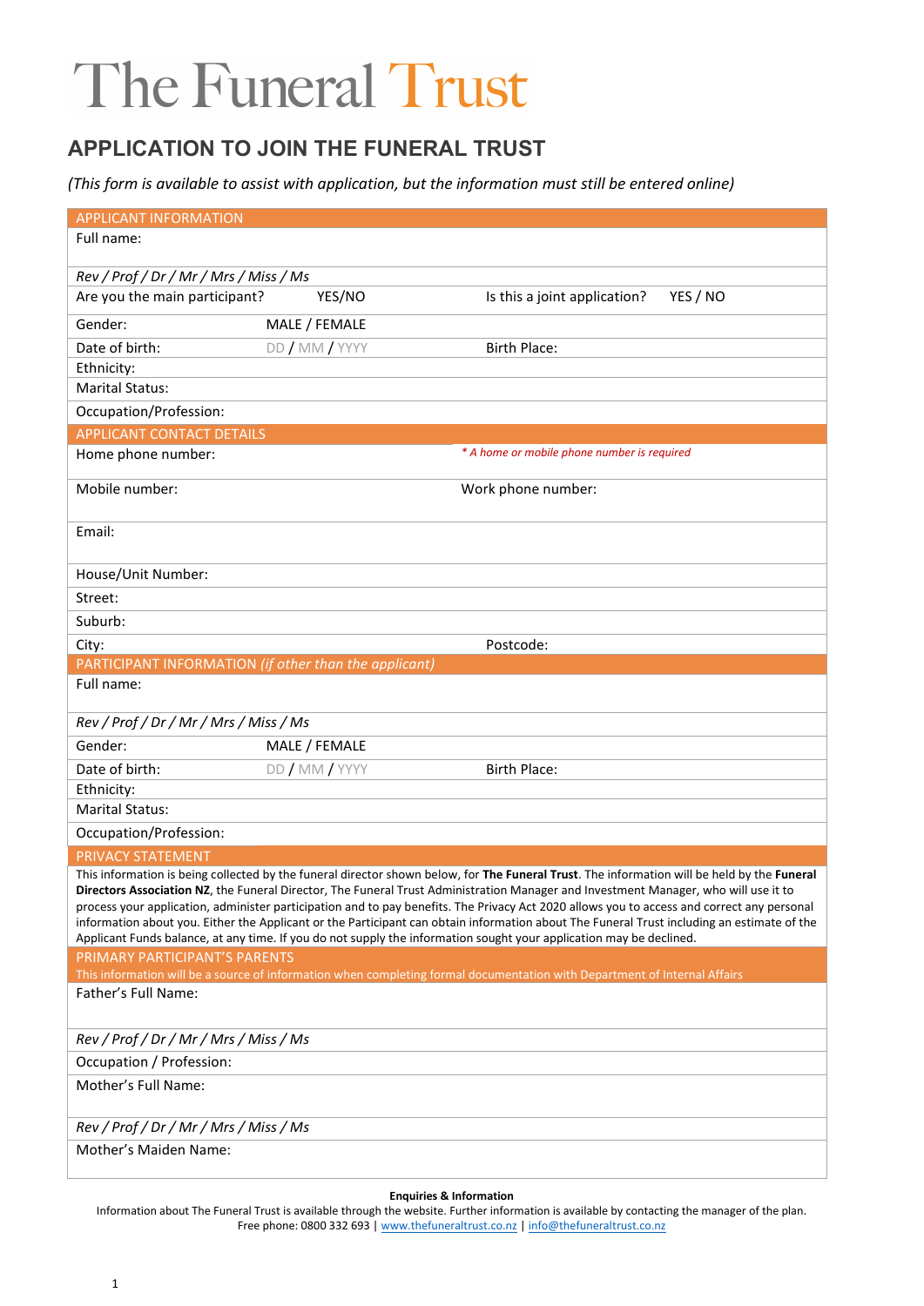# The Funeral Trust

## APPLICATION TO JOIN THE FUNERAL TRUST

*(This form is available to assist with application, but the information must still be entered online)*

| APPLICANT INFORMATION | | | |
|---|---|---|---|
| Full name: | | | |
| *Rev / Prof / Dr / Mr / Mrs / Miss / Ms* | | | |
| Are you the main participant? | YES/NO | Is this a joint application? | YES / NO |
| Gender: | MALE / FEMALE | | |
| Date of birth: | DD / MM / YYYY | Birth Place: | |
| Ethnicity: | | | |
| Marital Status: | | | |
| Occupation/Profession: | | | |
| **APPLICANT CONTACT DETAILS** | | | |
| Home phone number: | | *\* A home or mobile phone number is required* | |
| Mobile number: | | Work phone number: | |
| Email: | | | |
| House/Unit Number: | | | |
| Street: | | | |
| Suburb: | | | |
| City: | | Postcode: | |
| **PARTICIPANT INFORMATION** *(if other than the applicant)* | | | |
| Full name: | | | |
| *Rev / Prof / Dr / Mr / Mrs / Miss / Ms* | | | |
| Gender: | MALE / FEMALE | | |
| Date of birth: | DD / MM / YYYY | Birth Place: | |
| Ethnicity: | | | |
| Marital Status: | | | |
| Occupation/Profession: | | | |

**PRIVACY STATEMENT**

This information is being collected by the funeral director shown below, for **The Funeral Trust**. The information will be held by the **Funeral Directors Association NZ**, the Funeral Director, The Funeral Trust Administration Manager and Investment Manager, who will use it to process your application, administer participation and to pay benefits. The Privacy Act 2020 allows you to access and correct any personal information about you. Either the Applicant or the Participant can obtain information about The Funeral Trust including an estimate of the Applicant Funds balance, at any time. If you do not supply the information sought your application may be declined.

| PRIMARY PARTICIPANT'S PARENTS |
|---|
| This information will be a source of information when completing formal documentation with Department of Internal Affairs |
| Father's Full Name: |
| *Rev / Prof / Dr / Mr / Mrs / Miss / Ms* |
| Occupation / Profession: |
| Mother's Full Name: |
| *Rev / Prof / Dr / Mr / Mrs / Miss / Ms* |
| Mother's Maiden Name: |

**Enquiries & Information**

Information about The Funeral Trust is available through the website. Further information is available by contacting the manager of the plan.
Free phone: 0800 332 693 | www.thefuneraltrust.co.nz | info@thefuneraltrust.co.nz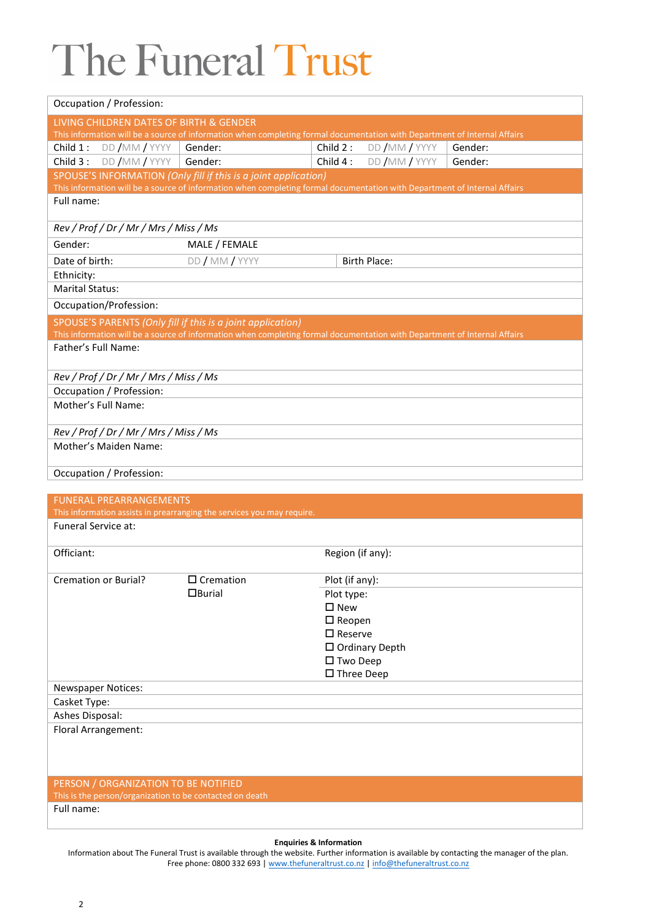# The Funeral Trust

| Occupation / Profession: | | | |
|---|---|---|---|

| LIVING CHILDREN DATES OF BIRTH & GENDER<br>This information will be a source of information when completing formal documentation with Department of Internal Affairs | | | |
|---|---|---|---|
| Child 1 : DD / MM / YYYY | Gender: | Child 2 : DD / MM / YYYY | Gender: |
| Child 3 : DD / MM / YYYY | Gender: | Child 4 : DD / MM / YYYY | Gender: |

| SPOUSE'S INFORMATION *(Only fill if this is a joint application)*<br>This information will be a source of information when completing formal documentation with Department of Internal Affairs | | |
|---|---|---|
| Full name: | | |
| *Rev / Prof / Dr / Mr / Mrs / Miss / Ms* | | |
| Gender: | MALE / FEMALE | |
| Date of birth: | DD / MM / YYYY | Birth Place: |
| Ethnicity: | | |
| Marital Status: | | |
| Occupation/Profession: | | |

| SPOUSE'S PARENTS *(Only fill if this is a joint application)*<br>This information will be a source of information when completing formal documentation with Department of Internal Affairs |
|---|
| Father's Full Name: |
| *Rev / Prof / Dr / Mr / Mrs / Miss / Ms* |
| Occupation / Profession: |
| Mother's Full Name: |
| *Rev / Prof / Dr / Mr / Mrs / Miss / Ms* |
| Mother's Maiden Name: |
| Occupation / Profession: |

| FUNERAL PREARRANGEMENTS<br>This information assists in prearranging the services you may require. | | |
|---|---|---|
| Funeral Service at: | | |
| Officiant: | | Region (if any): |
| Cremation or Burial? | ☐ Cremation<br>☐ Burial | Plot (if any):<br>Plot type:<br>☐ New<br>☐ Reopen<br>☐ Reserve<br>☐ Ordinary Depth<br>☐ Two Deep<br>☐ Three Deep |
| Newspaper Notices: | | |
| Casket Type: | | |
| Ashes Disposal: | | |
| Floral Arrangement: | | |

| PERSON / ORGANIZATION TO BE NOTIFIED<br>This is the person/organization to be contacted on death |
|---|
| Full name: |

**Enquiries & Information**

Information about The Funeral Trust is available through the website. Further information is available by contacting the manager of the plan.
Free phone: 0800 332 693 | www.thefuneraltrust.co.nz | info@thefuneraltrust.co.nz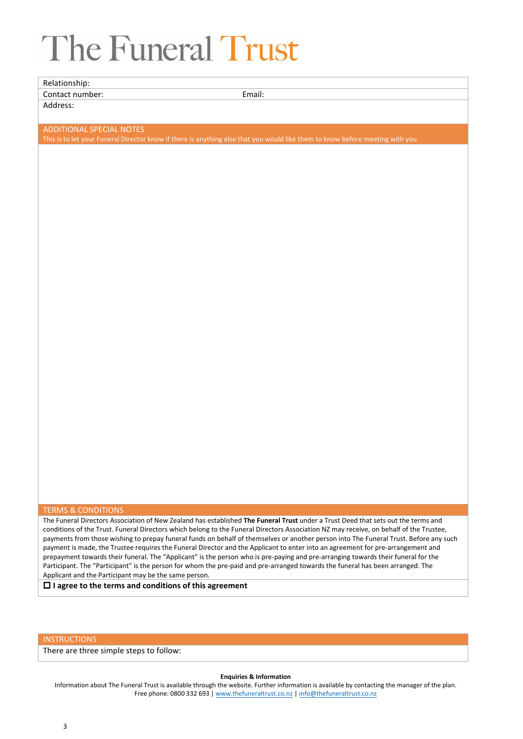# The Funeral Trust

| | |
|---|---|
| Relationship: | |
| Contact number: | Email: |
| Address: | |

## ADDITIONAL SPECIAL NOTES

This is to let your Funeral Director know if there is anything else that you would like them to know before meeting with you

## TERMS & CONDITIONS

The Funeral Directors Association of New Zealand has established **The Funeral Trust** under a Trust Deed that sets out the terms and conditions of the Trust. Funeral Directors which belong to the Funeral Directors Association NZ may receive, on behalf of the Trustee, payments from those wishing to prepay funeral funds on behalf of themselves or another person into The Funeral Trust. Before any such payment is made, the Trustee requires the Funeral Director and the Applicant to enter into an agreement for pre-arrangement and prepayment towards their funeral. The "Applicant" is the person who is pre-paying and pre-arranging towards their funeral for the Participant. The "Participant" is the person for whom the pre-paid and pre-arranged towards the funeral has been arranged. The Applicant and the Participant may be the same person.

☐ **I agree to the terms and conditions of this agreement**

## INSTRUCTIONS

There are three simple steps to follow:

**Enquiries & Information**

Information about The Funeral Trust is available through the website. Further information is available by contacting the manager of the plan.
Free phone: 0800 332 693 | www.thefuneraltrust.co.nz | info@thefuneraltrust.co.nz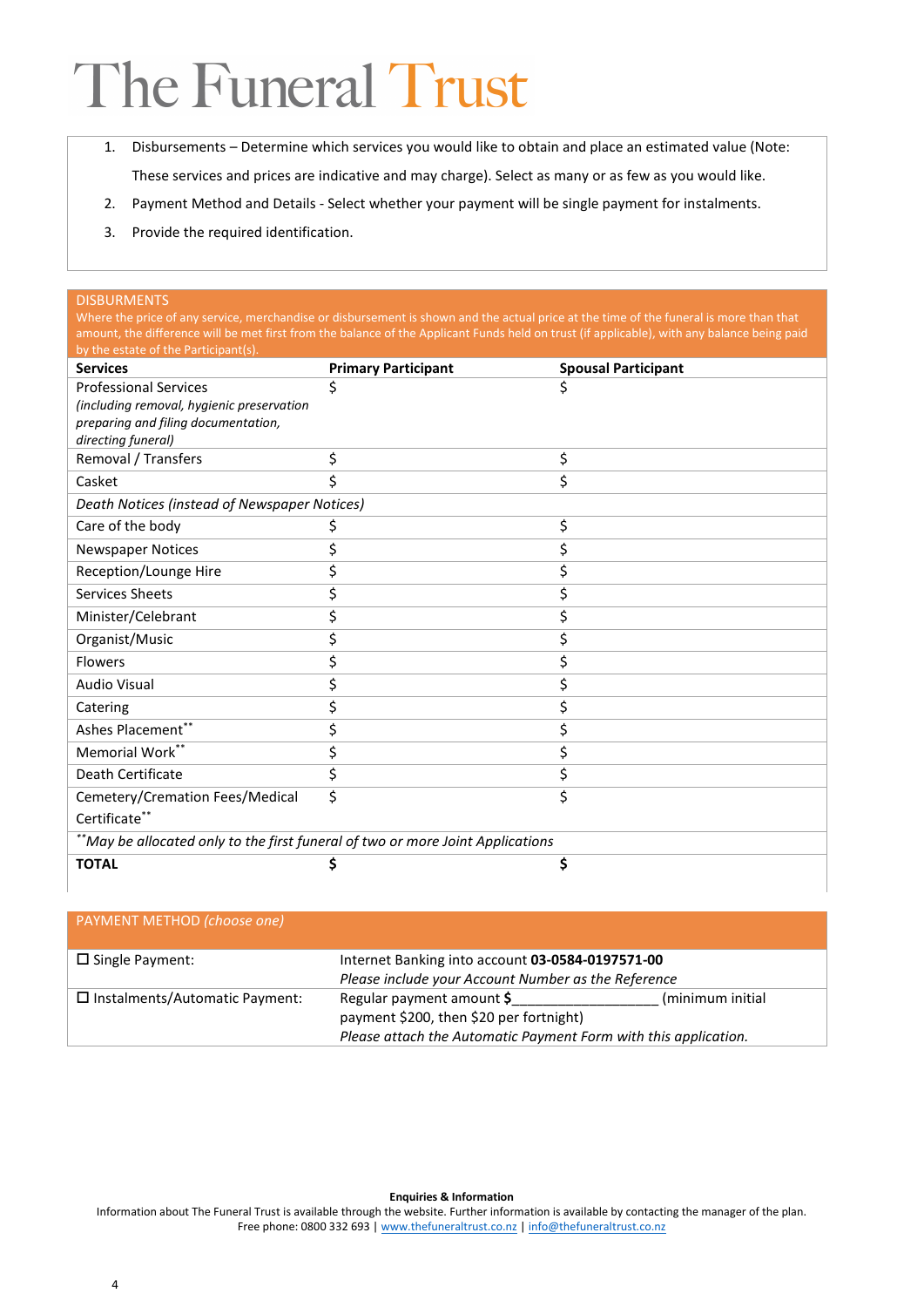# The Funeral Trust

1. Disbursements – Determine which services you would like to obtain and place an estimated value (Note: These services and prices are indicative and may charge). Select as many or as few as you would like.
2. Payment Method and Details - Select whether your payment will be single payment for instalments.
3. Provide the required identification.

## DISBURMENTS

Where the price of any service, merchandise or disbursement is shown and the actual price at the time of the funeral is more than that amount, the difference will be met first from the balance of the Applicant Funds held on trust (if applicable), with any balance being paid by the estate of the Participant(s).

| Services | Primary Participant | Spousal Participant |
|---|---|---|
| Professional Services *(including removal, hygienic preservation preparing and filing documentation, directing funeral)* | $ | $ |
| Removal / Transfers | $ | $ |
| Casket | $ | $ |
| *Death Notices (instead of Newspaper Notices)* | | |
| Care of the body | $ | $ |
| Newspaper Notices | $ | $ |
| Reception/Lounge Hire | $ | $ |
| Services Sheets | $ | $ |
| Minister/Celebrant | $ | $ |
| Organist/Music | $ | $ |
| Flowers | $ | $ |
| Audio Visual | $ | $ |
| Catering | $ | $ |
| Ashes Placement** | $ | $ |
| Memorial Work** | $ | $ |
| Death Certificate | $ | $ |
| Cemetery/Cremation Fees/Medical Certificate** | $ | $ |
| ***May be allocated only to the first funeral of two or more Joint Applications* | | |
| **TOTAL** | **$** | **$** |

## PAYMENT METHOD *(choose one)*

| | |
|---|---|
| ☐ Single Payment: | Internet Banking into account **03-0584-0197571-00** *Please include your Account Number as the Reference* |
| ☐ Instalments/Automatic Payment: | Regular payment amount **$**\_\_\_\_\_\_\_\_\_\_\_\_\_\_\_\_\_\_ (minimum initial payment $200, then $20 per fortnight) *Please attach the Automatic Payment Form with this application.* |

**Enquiries & Information**

Information about The Funeral Trust is available through the website. Further information is available by contacting the manager of the plan.
Free phone: 0800 332 693 | www.thefuneraltrust.co.nz | info@thefuneraltrust.co.nz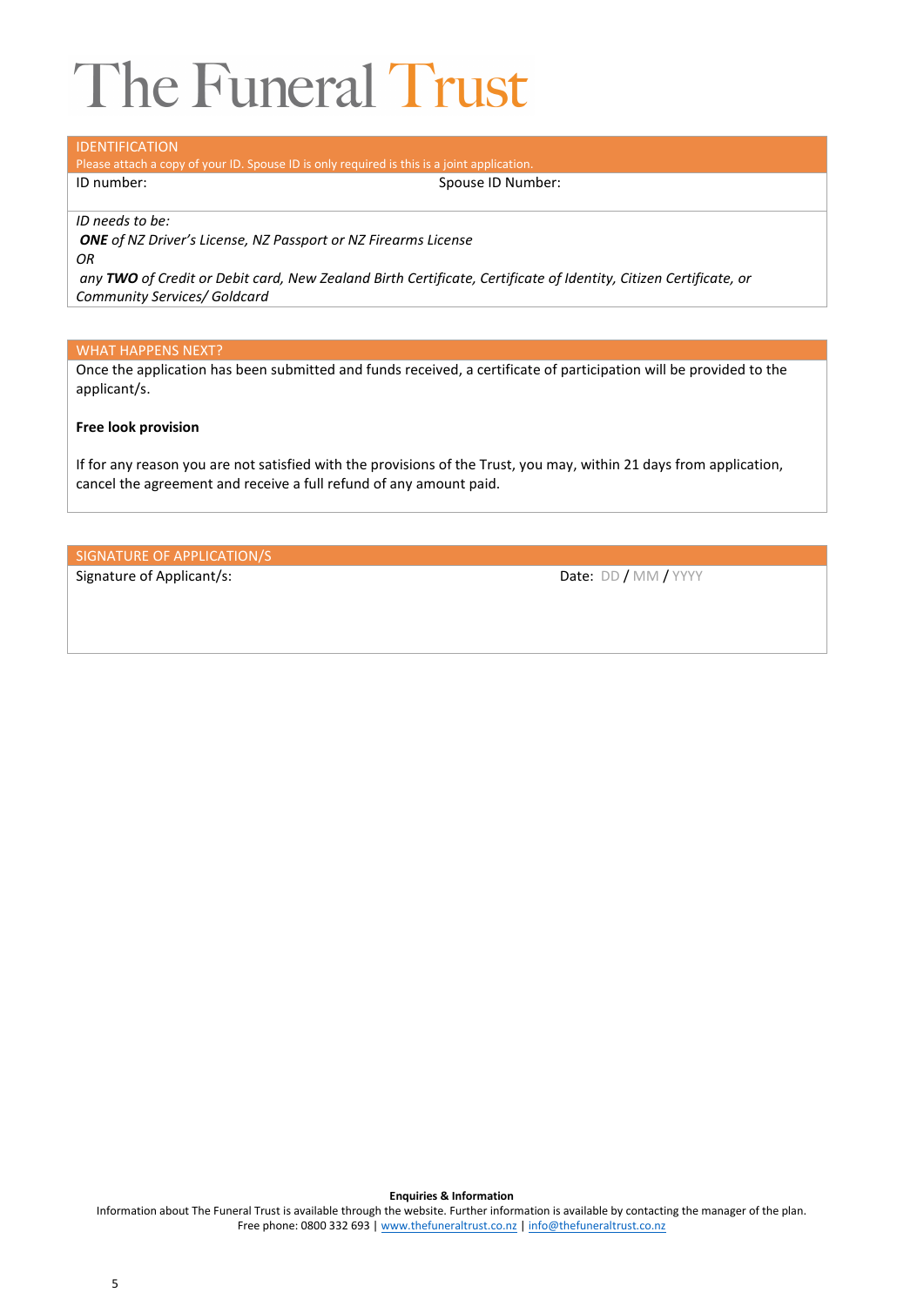# The Funeral Trust

## IDENTIFICATION

Please attach a copy of your ID. Spouse ID is only required is this is a joint application.

ID number: Spouse ID Number:

*ID needs to be:*

***ONE** of NZ Driver's License, NZ Passport or NZ Firearms License*

*OR*

*any **TWO** of Credit or Debit card, New Zealand Birth Certificate, Certificate of Identity, Citizen Certificate, or Community Services/ Goldcard*

## WHAT HAPPENS NEXT?

Once the application has been submitted and funds received, a certificate of participation will be provided to the applicant/s.

**Free look provision**

If for any reason you are not satisfied with the provisions of the Trust, you may, within 21 days from application, cancel the agreement and receive a full refund of any amount paid.

## SIGNATURE OF APPLICATION/S

Signature of Applicant/s: Date: DD / MM / YYYY

**Enquiries & Information**

Information about The Funeral Trust is available through the website. Further information is available by contacting the manager of the plan.

Free phone: 0800 332 693 | www.thefuneraltrust.co.nz | info@thefuneraltrust.co.nz